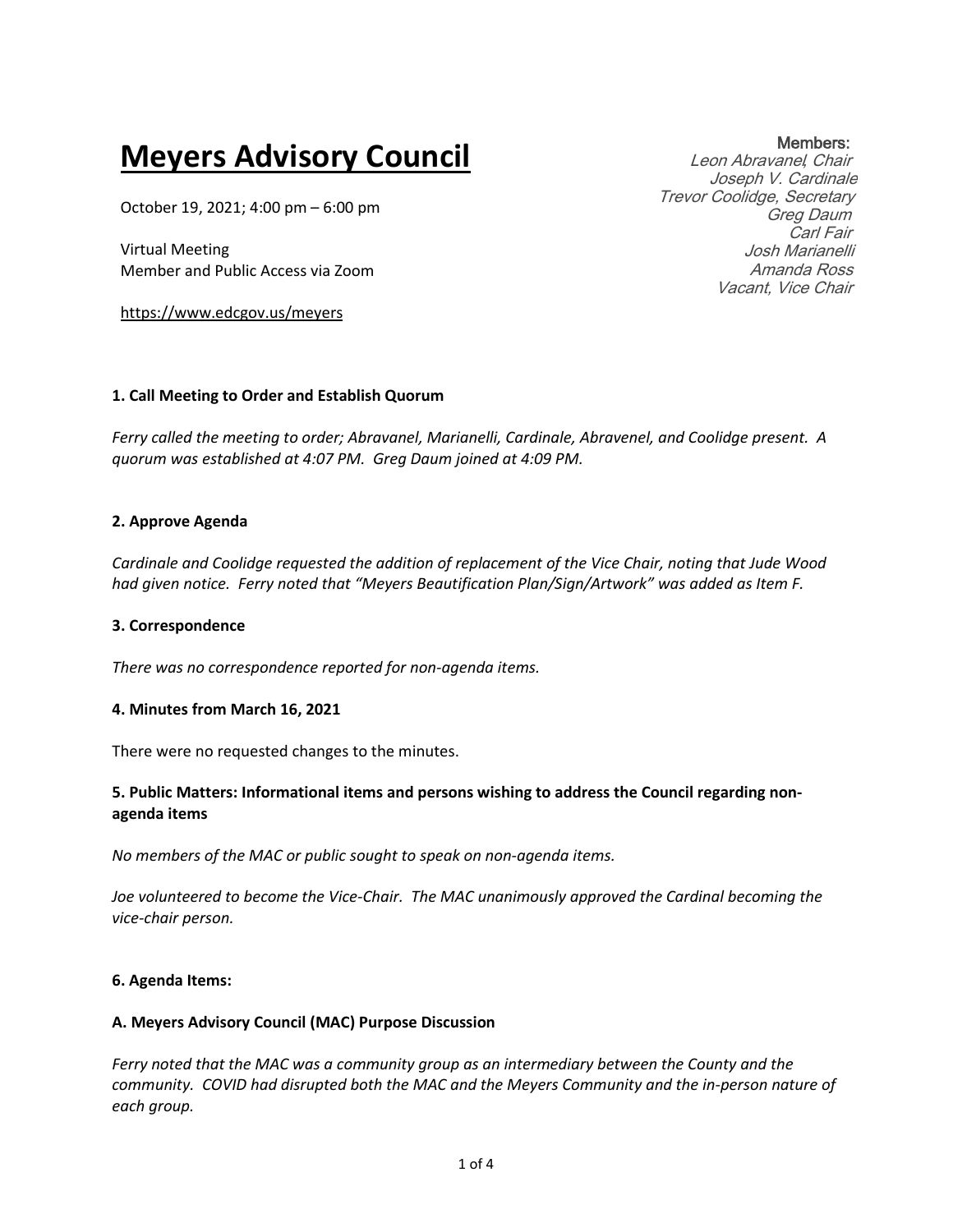# Meyers Advisory Council

October 19, 2021; 4:00 pm – 6:00 pm

Virtual Meeting
Member and Public Access via Zoom

https://www.edcgov.us/meyers

**Members:**
*Leon Abravanel, Chair*
*Joseph V. Cardinale*
*Trevor Coolidge, Secretary*
*Greg Daum*
*Carl Fair*
*Josh Marianelli*
*Amanda Ross*
*Vacant, Vice Chair*

### 1. Call Meeting to Order and Establish Quorum

*Ferry called the meeting to order; Abravanel, Marianelli, Cardinale, Abravenel, and Coolidge present. A quorum was established at 4:07 PM. Greg Daum joined at 4:09 PM.*

### 2. Approve Agenda

*Cardinale and Coolidge requested the addition of replacement of the Vice Chair, noting that Jude Wood had given notice. Ferry noted that "Meyers Beautification Plan/Sign/Artwork" was added as Item F.*

### 3. Correspondence

*There was no correspondence reported for non-agenda items.*

### 4. Minutes from March 16, 2021

There were no requested changes to the minutes.

### 5. Public Matters: Informational items and persons wishing to address the Council regarding non-agenda items

*No members of the MAC or public sought to speak on non-agenda items.*

*Joe volunteered to become the Vice-Chair. The MAC unanimously approved the Cardinal becoming the vice-chair person.*

### 6. Agenda Items:

#### A. Meyers Advisory Council (MAC) Purpose Discussion

*Ferry noted that the MAC was a community group as an intermediary between the County and the community. COVID had disrupted both the MAC and the Meyers Community and the in-person nature of each group.*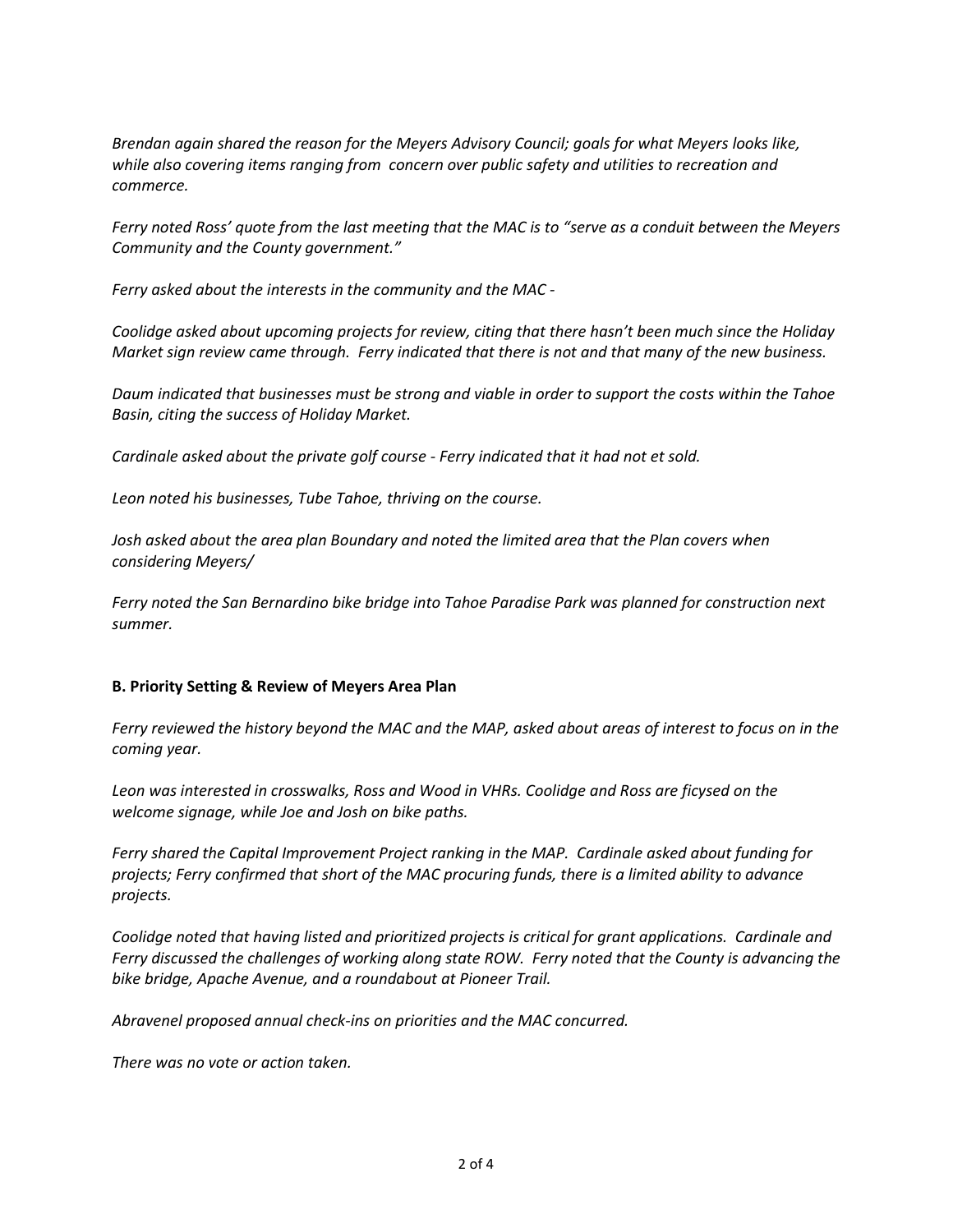*Brendan again shared the reason for the Meyers Advisory Council; goals for what Meyers looks like, while also covering items ranging from concern over public safety and utilities to recreation and commerce.*

*Ferry noted Ross' quote from the last meeting that the MAC is to "serve as a conduit between the Meyers Community and the County government."*

*Ferry asked about the interests in the community and the MAC -*

*Coolidge asked about upcoming projects for review, citing that there hasn't been much since the Holiday Market sign review came through. Ferry indicated that there is not and that many of the new business.*

*Daum indicated that businesses must be strong and viable in order to support the costs within the Tahoe Basin, citing the success of Holiday Market.*

*Cardinale asked about the private golf course - Ferry indicated that it had not et sold.*

*Leon noted his businesses, Tube Tahoe, thriving on the course.*

*Josh asked about the area plan Boundary and noted the limited area that the Plan covers when considering Meyers/*

*Ferry noted the San Bernardino bike bridge into Tahoe Paradise Park was planned for construction next summer.*

**B. Priority Setting & Review of Meyers Area Plan**

*Ferry reviewed the history beyond the MAC and the MAP, asked about areas of interest to focus on in the coming year.*

*Leon was interested in crosswalks, Ross and Wood in VHRs. Coolidge and Ross are ficysed on the welcome signage, while Joe and Josh on bike paths.*

*Ferry shared the Capital Improvement Project ranking in the MAP. Cardinale asked about funding for projects; Ferry confirmed that short of the MAC procuring funds, there is a limited ability to advance projects.*

*Coolidge noted that having listed and prioritized projects is critical for grant applications. Cardinale and Ferry discussed the challenges of working along state ROW. Ferry noted that the County is advancing the bike bridge, Apache Avenue, and a roundabout at Pioneer Trail.*

*Abravenel proposed annual check-ins on priorities and the MAC concurred.*

*There was no vote or action taken.*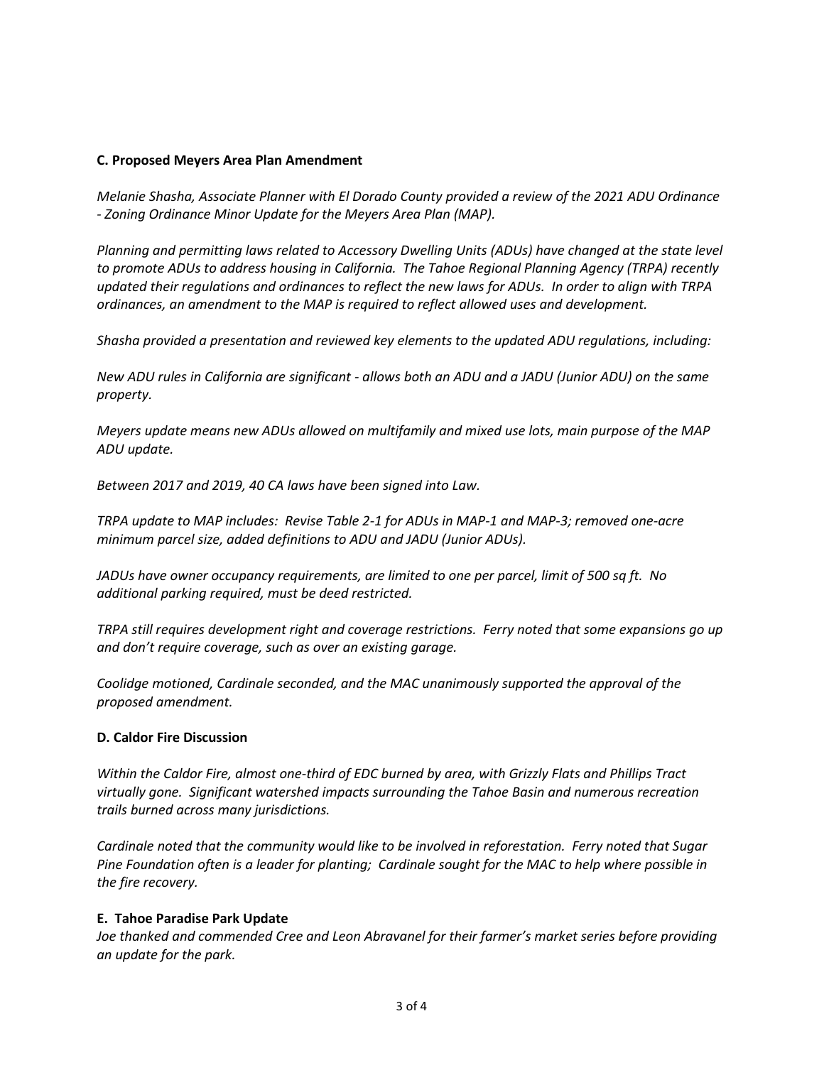**C. Proposed Meyers Area Plan Amendment**

*Melanie Shasha, Associate Planner with El Dorado County provided a review of the 2021 ADU Ordinance - Zoning Ordinance Minor Update for the Meyers Area Plan (MAP).*

*Planning and permitting laws related to Accessory Dwelling Units (ADUs) have changed at the state level to promote ADUs to address housing in California. The Tahoe Regional Planning Agency (TRPA) recently updated their regulations and ordinances to reflect the new laws for ADUs. In order to align with TRPA ordinances, an amendment to the MAP is required to reflect allowed uses and development.*

*Shasha provided a presentation and reviewed key elements to the updated ADU regulations, including:*

*New ADU rules in California are significant - allows both an ADU and a JADU (Junior ADU) on the same property.*

*Meyers update means new ADUs allowed on multifamily and mixed use lots, main purpose of the MAP ADU update.*

*Between 2017 and 2019, 40 CA laws have been signed into Law.*

*TRPA update to MAP includes: Revise Table 2-1 for ADUs in MAP-1 and MAP-3; removed one-acre minimum parcel size, added definitions to ADU and JADU (Junior ADUs).*

*JADUs have owner occupancy requirements, are limited to one per parcel, limit of 500 sq ft. No additional parking required, must be deed restricted.*

*TRPA still requires development right and coverage restrictions. Ferry noted that some expansions go up and don't require coverage, such as over an existing garage.*

*Coolidge motioned, Cardinale seconded, and the MAC unanimously supported the approval of the proposed amendment.*

**D. Caldor Fire Discussion**

*Within the Caldor Fire, almost one-third of EDC burned by area, with Grizzly Flats and Phillips Tract virtually gone. Significant watershed impacts surrounding the Tahoe Basin and numerous recreation trails burned across many jurisdictions.*

*Cardinale noted that the community would like to be involved in reforestation. Ferry noted that Sugar Pine Foundation often is a leader for planting; Cardinale sought for the MAC to help where possible in the fire recovery.*

**E. Tahoe Paradise Park Update**

*Joe thanked and commended Cree and Leon Abravanel for their farmer's market series before providing an update for the park.*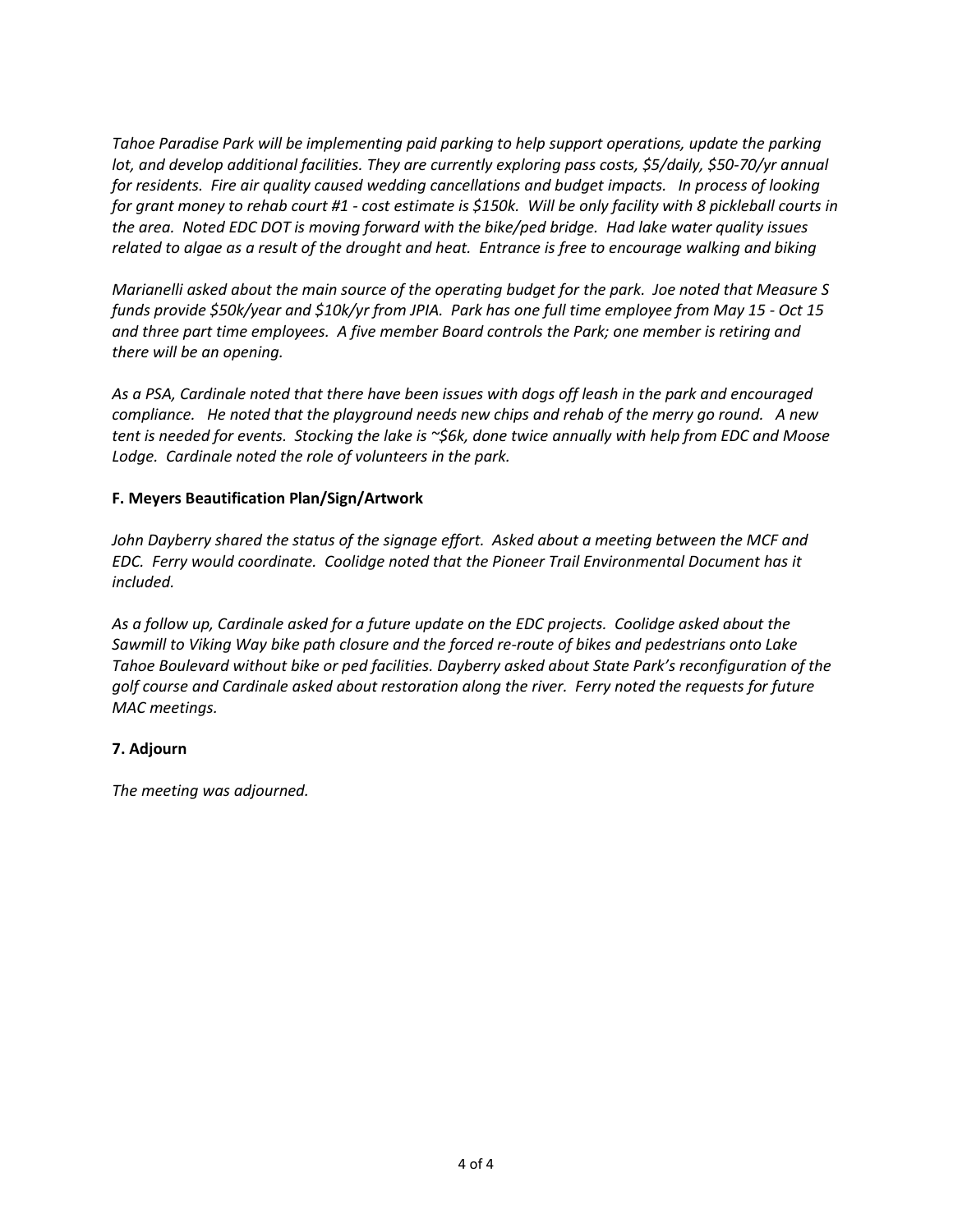*Tahoe Paradise Park will be implementing paid parking to help support operations, update the parking lot, and develop additional facilities. They are currently exploring pass costs, $5/daily, $50-70/yr annual for residents. Fire air quality caused wedding cancellations and budget impacts. In process of looking for grant money to rehab court #1 - cost estimate is $150k. Will be only facility with 8 pickleball courts in the area. Noted EDC DOT is moving forward with the bike/ped bridge. Had lake water quality issues related to algae as a result of the drought and heat. Entrance is free to encourage walking and biking*

*Marianelli asked about the main source of the operating budget for the park. Joe noted that Measure S funds provide $50k/year and $10k/yr from JPIA. Park has one full time employee from May 15 - Oct 15 and three part time employees. A five member Board controls the Park; one member is retiring and there will be an opening.*

*As a PSA, Cardinale noted that there have been issues with dogs off leash in the park and encouraged compliance. He noted that the playground needs new chips and rehab of the merry go round. A new tent is needed for events. Stocking the lake is ~$6k, done twice annually with help from EDC and Moose Lodge. Cardinale noted the role of volunteers in the park.*

**F. Meyers Beautification Plan/Sign/Artwork**

*John Dayberry shared the status of the signage effort. Asked about a meeting between the MCF and EDC. Ferry would coordinate. Coolidge noted that the Pioneer Trail Environmental Document has it included.*

*As a follow up, Cardinale asked for a future update on the EDC projects. Coolidge asked about the Sawmill to Viking Way bike path closure and the forced re-route of bikes and pedestrians onto Lake Tahoe Boulevard without bike or ped facilities. Dayberry asked about State Park's reconfiguration of the golf course and Cardinale asked about restoration along the river. Ferry noted the requests for future MAC meetings.*

**7. Adjourn**

*The meeting was adjourned.*